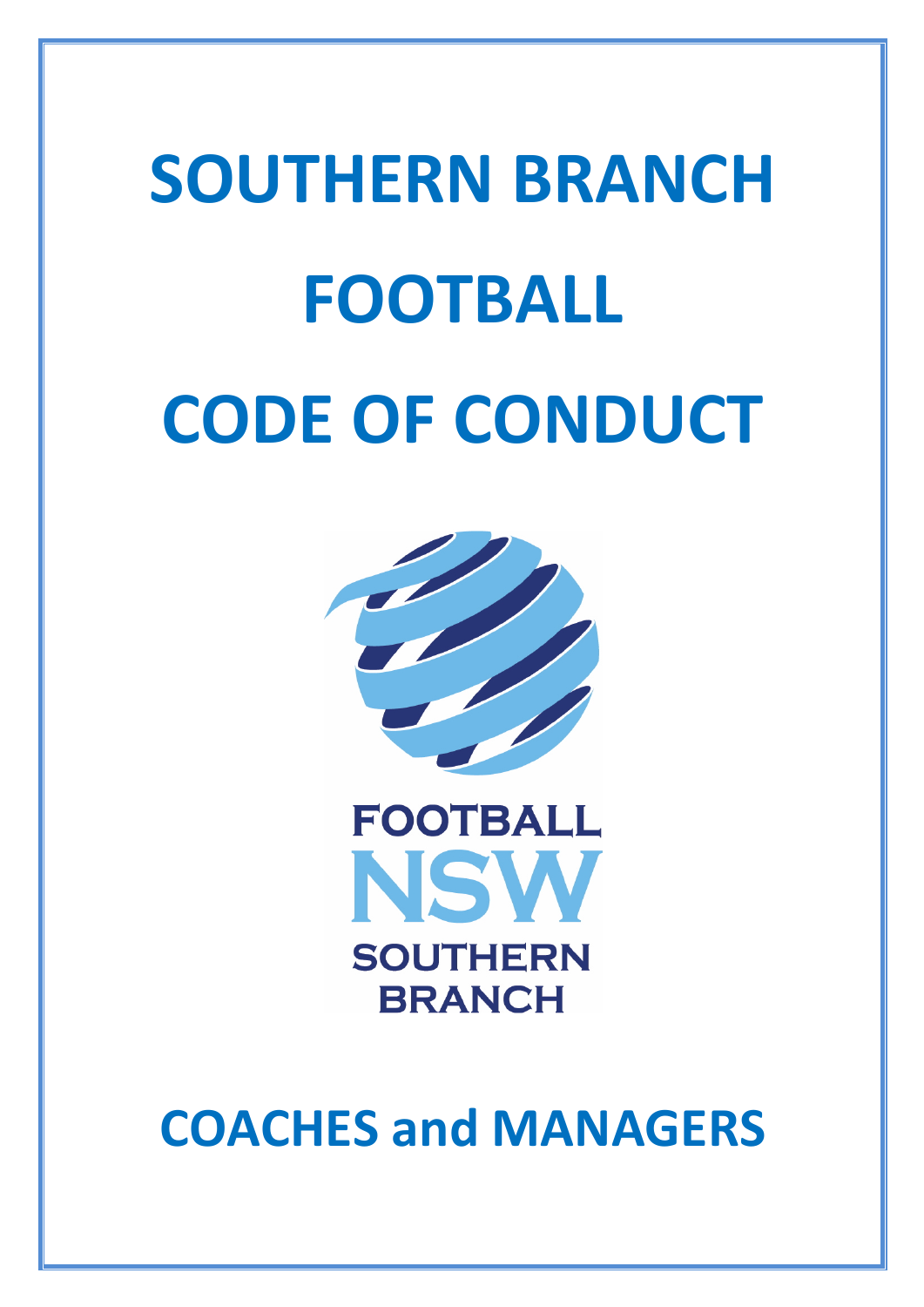# SOUTHERN BRANCH FOOTBALL CODE OF CONDUCT

FOOTBALL NSW SOUTHERN BRANCH

## COACHES and MANAGERS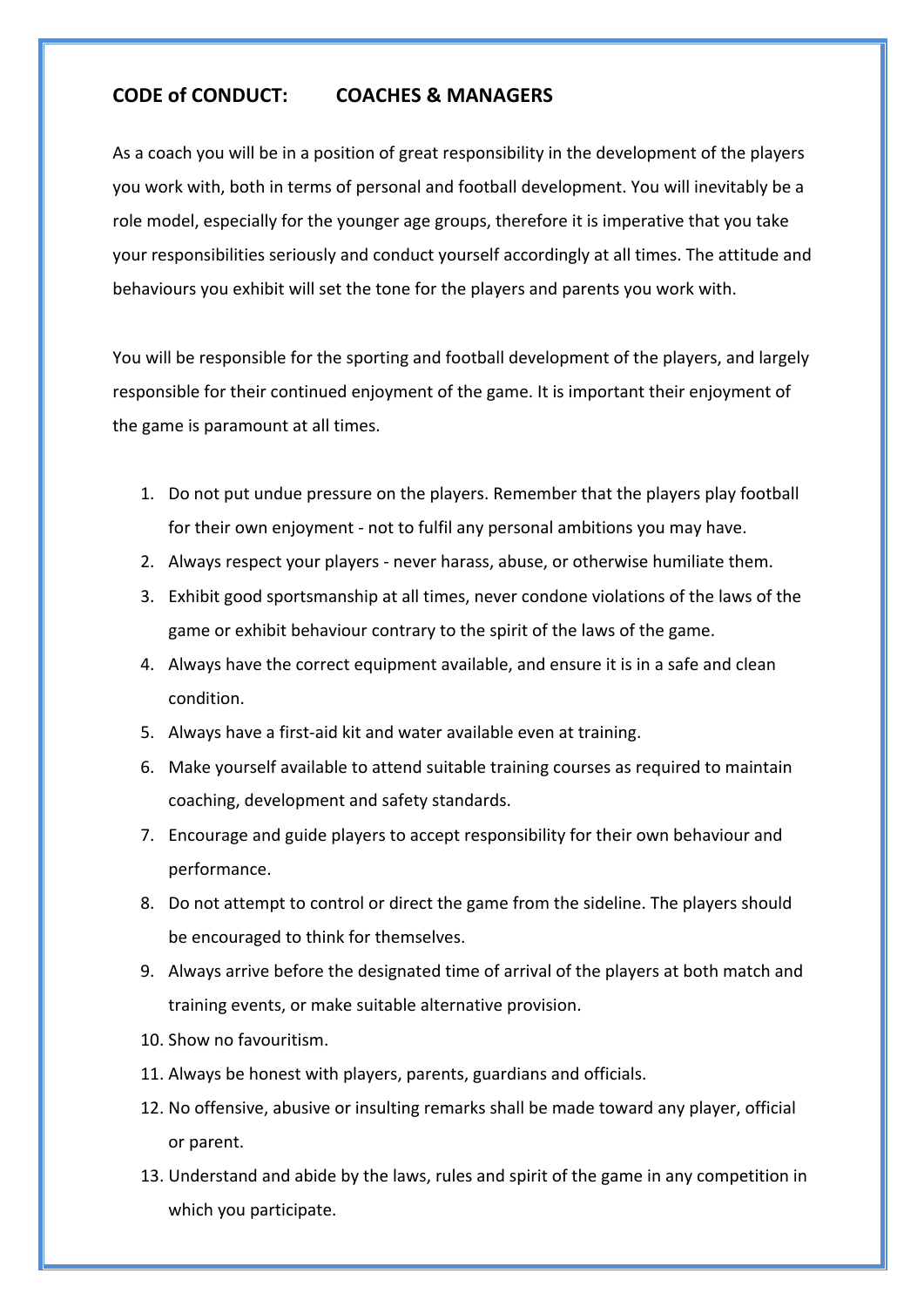## CODE of CONDUCT: COACHES & MANAGERS

As a coach you will be in a position of great responsibility in the development of the players you work with, both in terms of personal and football development. You will inevitably be a role model, especially for the younger age groups, therefore it is imperative that you take your responsibilities seriously and conduct yourself accordingly at all times. The attitude and behaviours you exhibit will set the tone for the players and parents you work with.

You will be responsible for the sporting and football development of the players, and largely responsible for their continued enjoyment of the game. It is important their enjoyment of the game is paramount at all times.

1. Do not put undue pressure on the players. Remember that the players play football for their own enjoyment - not to fulfil any personal ambitions you may have.
2. Always respect your players - never harass, abuse, or otherwise humiliate them.
3. Exhibit good sportsmanship at all times, never condone violations of the laws of the game or exhibit behaviour contrary to the spirit of the laws of the game.
4. Always have the correct equipment available, and ensure it is in a safe and clean condition.
5. Always have a first-aid kit and water available even at training.
6. Make yourself available to attend suitable training courses as required to maintain coaching, development and safety standards.
7. Encourage and guide players to accept responsibility for their own behaviour and performance.
8. Do not attempt to control or direct the game from the sideline. The players should be encouraged to think for themselves.
9. Always arrive before the designated time of arrival of the players at both match and training events, or make suitable alternative provision.
10. Show no favouritism.
11. Always be honest with players, parents, guardians and officials.
12. No offensive, abusive or insulting remarks shall be made toward any player, official or parent.
13. Understand and abide by the laws, rules and spirit of the game in any competition in which you participate.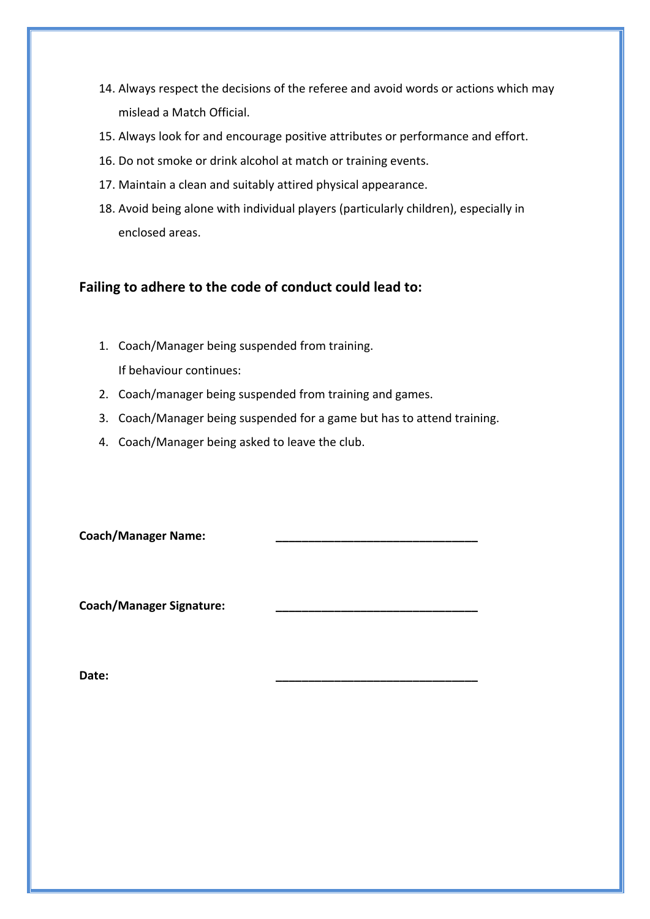14. Always respect the decisions of the referee and avoid words or actions which may mislead a Match Official.
15. Always look for and encourage positive attributes or performance and effort.
16. Do not smoke or drink alcohol at match or training events.
17. Maintain a clean and suitably attired physical appearance.
18. Avoid being alone with individual players (particularly children), especially in enclosed areas.

## Failing to adhere to the code of conduct could lead to:

1. Coach/Manager being suspended from training.

   If behaviour continues:

2. Coach/manager being suspended from training and games.
3. Coach/Manager being suspended for a game but has to attend training.
4. Coach/Manager being asked to leave the club.

**Coach/Manager Name:** _______________________________

**Coach/Manager Signature:** _______________________________

**Date:** _______________________________